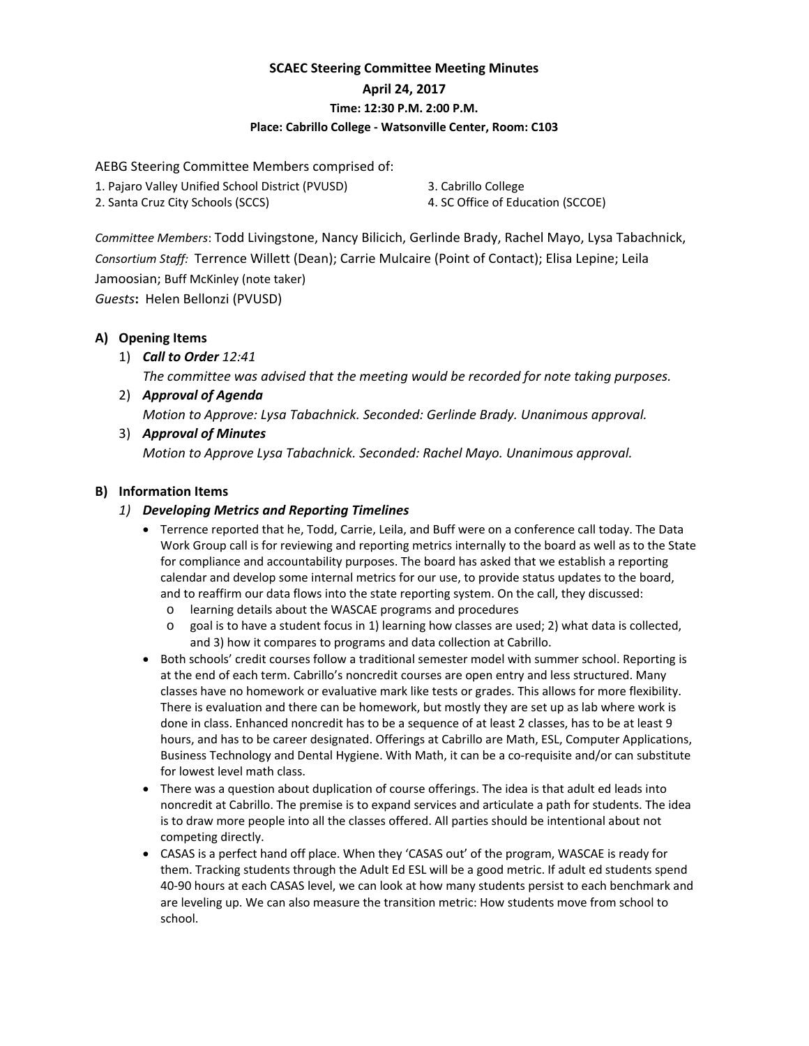# SCAEC Steering Committee Meeting Minutes

**April 24, 2017**

**Time: 12:30 P.M. 2:00 P.M.**

**Place: Cabrillo College - Watsonville Center, Room: C103**

AEBG Steering Committee Members comprised of:

1. Pajaro Valley Unified School District (PVUSD)
2. Santa Cruz City Schools (SCCS)
3. Cabrillo College
4. SC Office of Education (SCCOE)

*Committee Members*: Todd Livingstone, Nancy Bilicich, Gerlinde Brady, Rachel Mayo, Lysa Tabachnick,
*Consortium Staff:* Terrence Willett (Dean); Carrie Mulcaire (Point of Contact); Elisa Lepine; Leila Jamoosian; Buff McKinley (note taker)
*Guests*: Helen Bellonzi (PVUSD)

## A) Opening Items

1) ***Call to Order*** *12:41*
   *The committee was advised that the meeting would be recorded for note taking purposes.*
2) ***Approval of Agenda***
   *Motion to Approve: Lysa Tabachnick. Seconded: Gerlinde Brady. Unanimous approval.*
3) ***Approval of Minutes***
   *Motion to Approve Lysa Tabachnick. Seconded: Rachel Mayo. Unanimous approval.*

## B) Information Items

1) ***Developing Metrics and Reporting Timelines***
   - Terrence reported that he, Todd, Carrie, Leila, and Buff were on a conference call today. The Data Work Group call is for reviewing and reporting metrics internally to the board as well as to the State for compliance and accountability purposes. The board has asked that we establish a reporting calendar and develop some internal metrics for our use, to provide status updates to the board, and to reaffirm our data flows into the state reporting system. On the call, they discussed:
     - learning details about the WASCAE programs and procedures
     - goal is to have a student focus in 1) learning how classes are used; 2) what data is collected, and 3) how it compares to programs and data collection at Cabrillo.
   - Both schools' credit courses follow a traditional semester model with summer school. Reporting is at the end of each term. Cabrillo's noncredit courses are open entry and less structured. Many classes have no homework or evaluative mark like tests or grades. This allows for more flexibility. There is evaluation and there can be homework, but mostly they are set up as lab where work is done in class. Enhanced noncredit has to be a sequence of at least 2 classes, has to be at least 9 hours, and has to be career designated. Offerings at Cabrillo are Math, ESL, Computer Applications, Business Technology and Dental Hygiene. With Math, it can be a co-requisite and/or can substitute for lowest level math class.
   - There was a question about duplication of course offerings. The idea is that adult ed leads into noncredit at Cabrillo. The premise is to expand services and articulate a path for students. The idea is to draw more people into all the classes offered. All parties should be intentional about not competing directly.
   - CASAS is a perfect hand off place. When they 'CASAS out' of the program, WASCAE is ready for them. Tracking students through the Adult Ed ESL will be a good metric. If adult ed students spend 40-90 hours at each CASAS level, we can look at how many students persist to each benchmark and are leveling up. We can also measure the transition metric: How students move from school to school.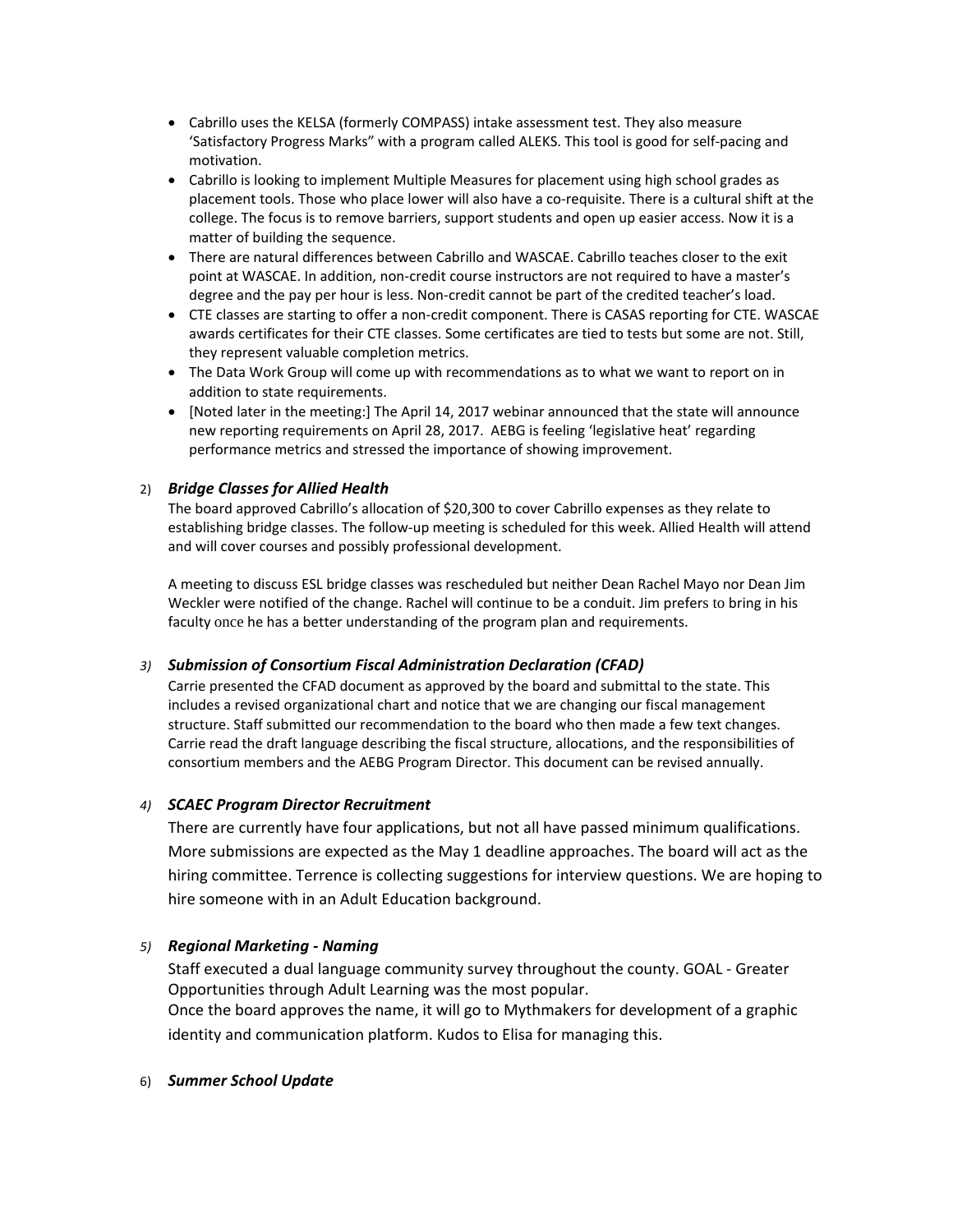- Cabrillo uses the KELSA (formerly COMPASS) intake assessment test. They also measure 'Satisfactory Progress Marks" with a program called ALEKS. This tool is good for self-pacing and motivation.
- Cabrillo is looking to implement Multiple Measures for placement using high school grades as placement tools. Those who place lower will also have a co-requisite. There is a cultural shift at the college. The focus is to remove barriers, support students and open up easier access. Now it is a matter of building the sequence.
- There are natural differences between Cabrillo and WASCAE. Cabrillo teaches closer to the exit point at WASCAE. In addition, non-credit course instructors are not required to have a master's degree and the pay per hour is less. Non-credit cannot be part of the credited teacher's load.
- CTE classes are starting to offer a non-credit component. There is CASAS reporting for CTE. WASCAE awards certificates for their CTE classes. Some certificates are tied to tests but some are not. Still, they represent valuable completion metrics.
- The Data Work Group will come up with recommendations as to what we want to report on in addition to state requirements.
- [Noted later in the meeting:] The April 14, 2017 webinar announced that the state will announce new reporting requirements on April 28, 2017. AEBG is feeling 'legislative heat' regarding performance metrics and stressed the importance of showing improvement.

2) ***Bridge Classes for Allied Health***

The board approved Cabrillo's allocation of $20,300 to cover Cabrillo expenses as they relate to establishing bridge classes. The follow-up meeting is scheduled for this week. Allied Health will attend and will cover courses and possibly professional development.

A meeting to discuss ESL bridge classes was rescheduled but neither Dean Rachel Mayo nor Dean Jim Weckler were notified of the change. Rachel will continue to be a conduit. Jim prefers to bring in his faculty once he has a better understanding of the program plan and requirements.

3) ***Submission of Consortium Fiscal Administration Declaration (CFAD)***

Carrie presented the CFAD document as approved by the board and submittal to the state. This includes a revised organizational chart and notice that we are changing our fiscal management structure. Staff submitted our recommendation to the board who then made a few text changes. Carrie read the draft language describing the fiscal structure, allocations, and the responsibilities of consortium members and the AEBG Program Director. This document can be revised annually.

4) ***SCAEC Program Director Recruitment***

There are currently have four applications, but not all have passed minimum qualifications. More submissions are expected as the May 1 deadline approaches. The board will act as the hiring committee. Terrence is collecting suggestions for interview questions. We are hoping to hire someone with in an Adult Education background.

5) ***Regional Marketing - Naming***

Staff executed a dual language community survey throughout the county. GOAL - Greater Opportunities through Adult Learning was the most popular.
Once the board approves the name, it will go to Mythmakers for development of a graphic identity and communication platform. Kudos to Elisa for managing this.

6) ***Summer School Update***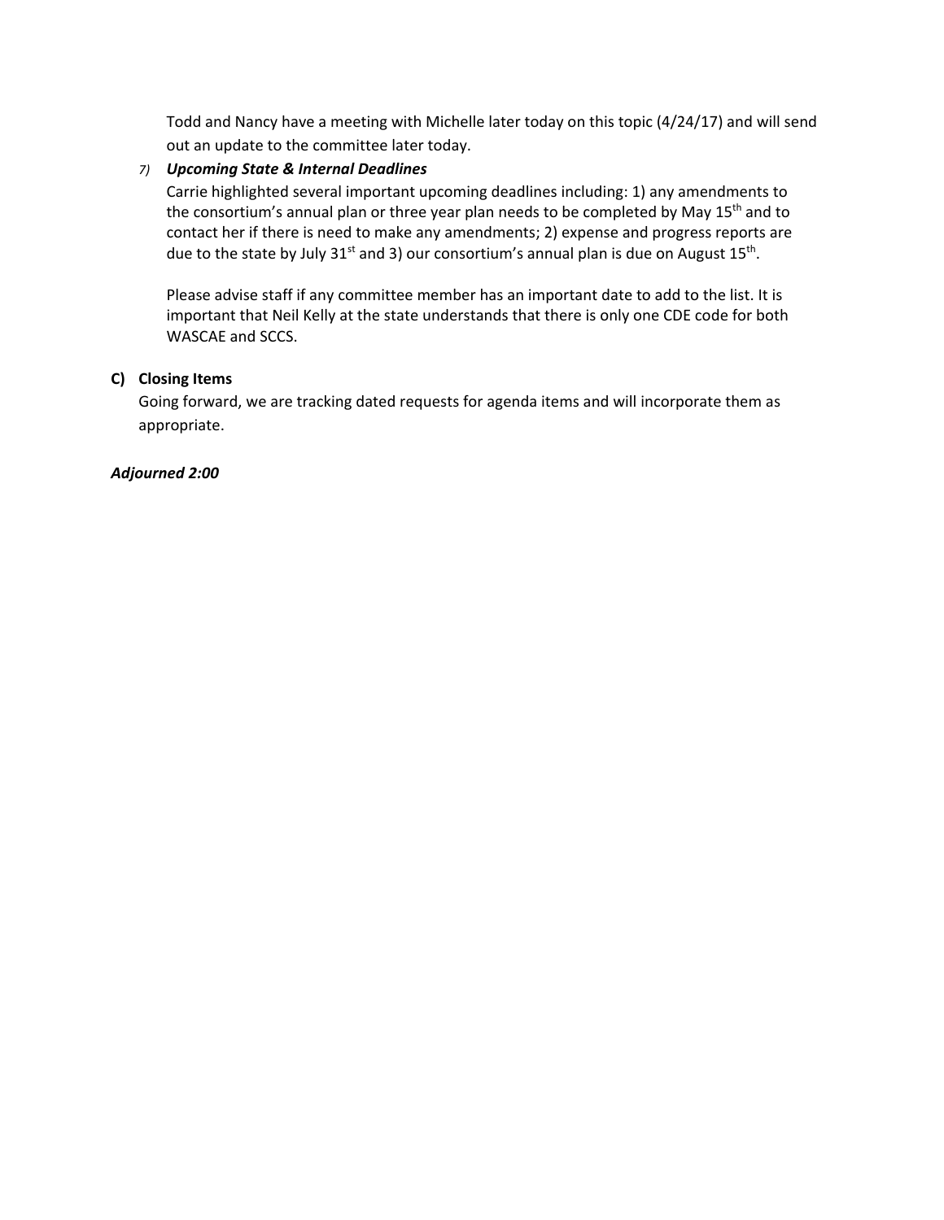Todd and Nancy have a meeting with Michelle later today on this topic (4/24/17) and will send out an update to the committee later today.

7) ***Upcoming State & Internal Deadlines***

Carrie highlighted several important upcoming deadlines including: 1) any amendments to the consortium's annual plan or three year plan needs to be completed by May 15th and to contact her if there is need to make any amendments; 2) expense and progress reports are due to the state by July 31st and 3) our consortium's annual plan is due on August 15th.

Please advise staff if any committee member has an important date to add to the list. It is important that Neil Kelly at the state understands that there is only one CDE code for both WASCAE and SCCS.

**C) Closing Items**

Going forward, we are tracking dated requests for agenda items and will incorporate them as appropriate.

***Adjourned 2:00***